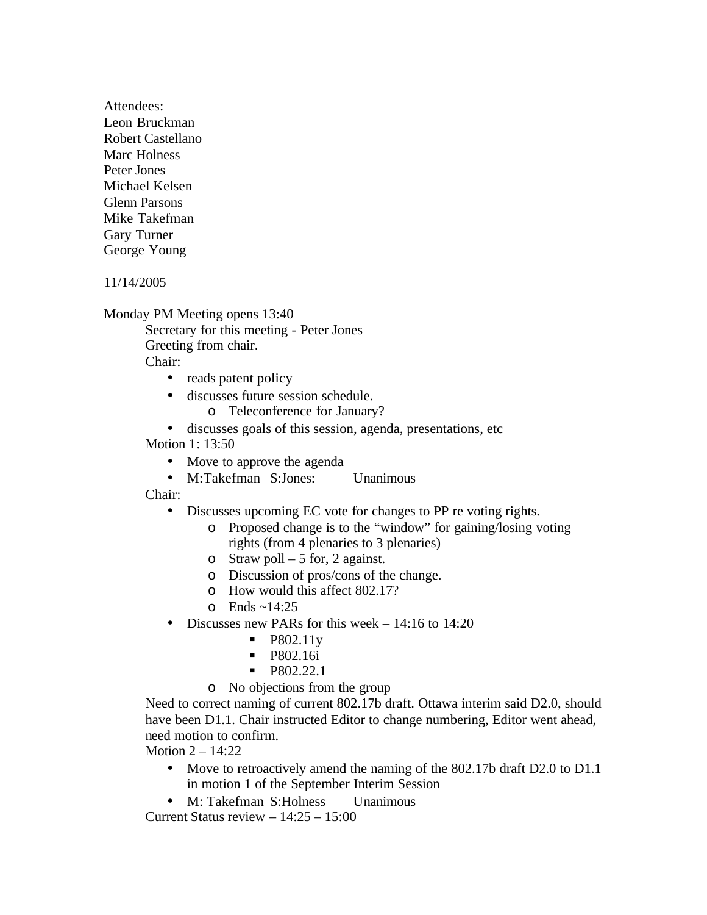Attendees:
Leon Bruckman
Robert Castellano
Marc Holness
Peter Jones
Michael Kelsen
Glenn Parsons
Mike Takefman
Gary Turner
George Young

11/14/2005

Monday PM Meeting opens 13:40

- Secretary for this meeting - Peter Jones
- Greeting from chair.
- Chair:
  - reads patent policy
  - discusses future session schedule.
    - Teleconference for January?
  - discusses goals of this session, agenda, presentations, etc
- Motion 1: 13:50
  - Move to approve the agenda
  - M:Takefman S:Jones: Unanimous
- Chair:
  - Discusses upcoming EC vote for changes to PP re voting rights.
    - Proposed change is to the "window" for gaining/losing voting rights (from 4 plenaries to 3 plenaries)
    - Straw poll – 5 for, 2 against.
    - Discussion of pros/cons of the change.
    - How would this affect 802.17?
    - Ends ~14:25
  - Discusses new PARs for this week – 14:16 to 14:20
    - P802.11y
    - P802.16i
    - P802.22.1
    - No objections from the group
- Need to correct naming of current 802.17b draft. Ottawa interim said D2.0, should have been D1.1. Chair instructed Editor to change numbering, Editor went ahead, need motion to confirm.
- Motion 2 – 14:22
  - Move to retroactively amend the naming of the 802.17b draft D2.0 to D1.1 in motion 1 of the September Interim Session
  - M: Takefman S:Holness Unanimous
- Current Status review – 14:25 – 15:00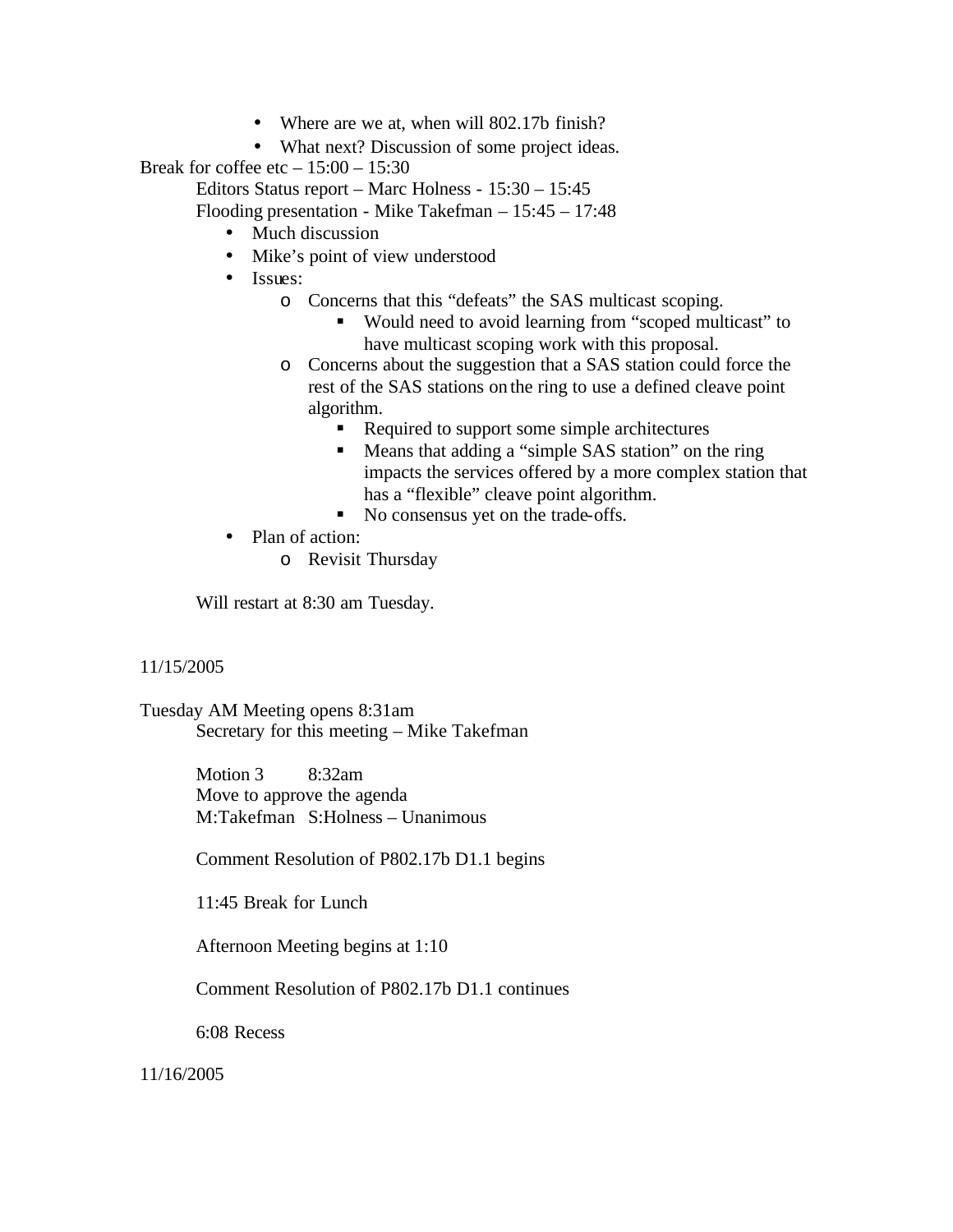- Where are we at, when will 802.17b finish?
- What next? Discussion of some project ideas.

Break for coffee etc – 15:00 – 15:30

Editors Status report – Marc Holness - 15:30 – 15:45

Flooding presentation - Mike Takefman – 15:45 – 17:48

- Much discussion
- Mike's point of view understood
- Issues:
  - Concerns that this "defeats" the SAS multicast scoping.
    - Would need to avoid learning from "scoped multicast" to have multicast scoping work with this proposal.
  - Concerns about the suggestion that a SAS station could force the rest of the SAS stations on the ring to use a defined cleave point algorithm.
    - Required to support some simple architectures
    - Means that adding a "simple SAS station" on the ring impacts the services offered by a more complex station that has a "flexible" cleave point algorithm.
    - No consensus yet on the trade-offs.
- Plan of action:
  - Revisit Thursday

Will restart at 8:30 am Tuesday.

11/15/2005

Tuesday AM Meeting opens 8:31am

Secretary for this meeting – Mike Takefman

Motion 3 8:32am

Move to approve the agenda

M:Takefman S:Holness – Unanimous

Comment Resolution of P802.17b D1.1 begins

11:45 Break for Lunch

Afternoon Meeting begins at 1:10

Comment Resolution of P802.17b D1.1 continues

6:08 Recess

11/16/2005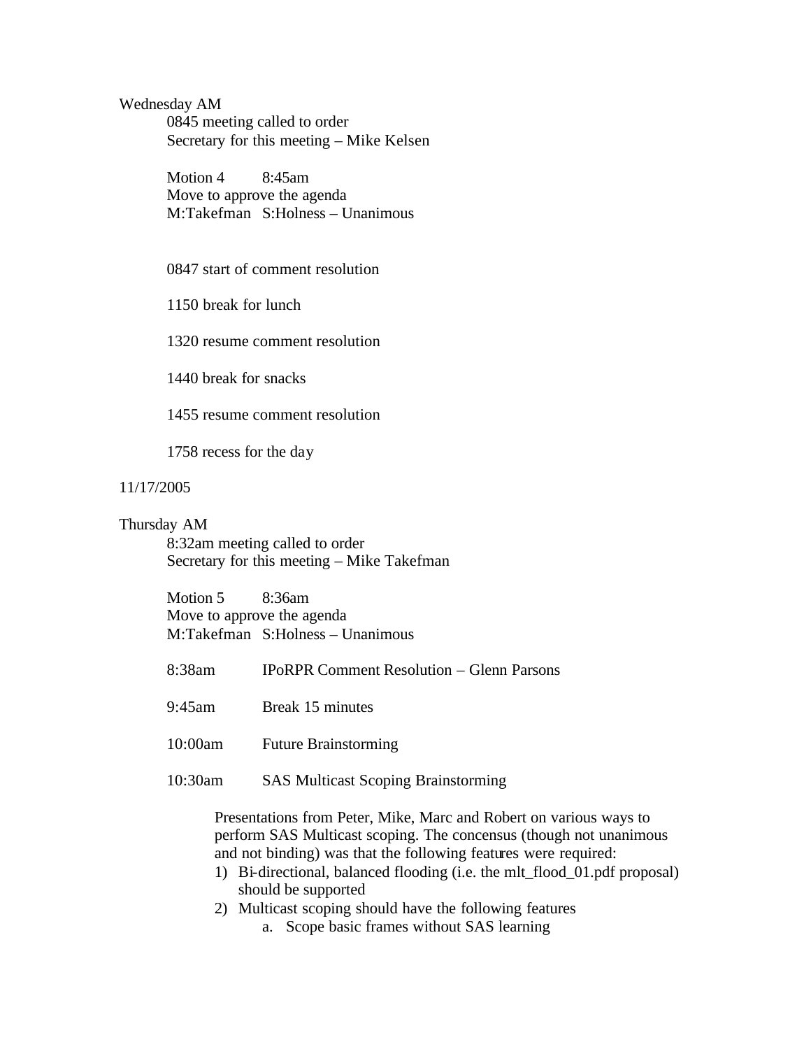Wednesday AM

0845 meeting called to order
Secretary for this meeting – Mike Kelsen

Motion 4 8:45am
Move to approve the agenda
M:Takefman S:Holness – Unanimous

0847 start of comment resolution

1150 break for lunch

1320 resume comment resolution

1440 break for snacks

1455 resume comment resolution

1758 recess for the day

11/17/2005

Thursday AM

8:32am meeting called to order
Secretary for this meeting – Mike Takefman

Motion 5 8:36am
Move to approve the agenda
M:Takefman S:Holness – Unanimous

8:38am IPoRPR Comment Resolution – Glenn Parsons

9:45am Break 15 minutes

10:00am Future Brainstorming

10:30am SAS Multicast Scoping Brainstorming

Presentations from Peter, Mike, Marc and Robert on various ways to perform SAS Multicast scoping. The concensus (though not unanimous and not binding) was that the following features were required:

1) Bi-directional, balanced flooding (i.e. the mlt_flood_01.pdf proposal) should be supported
2) Multicast scoping should have the following features
    a. Scope basic frames without SAS learning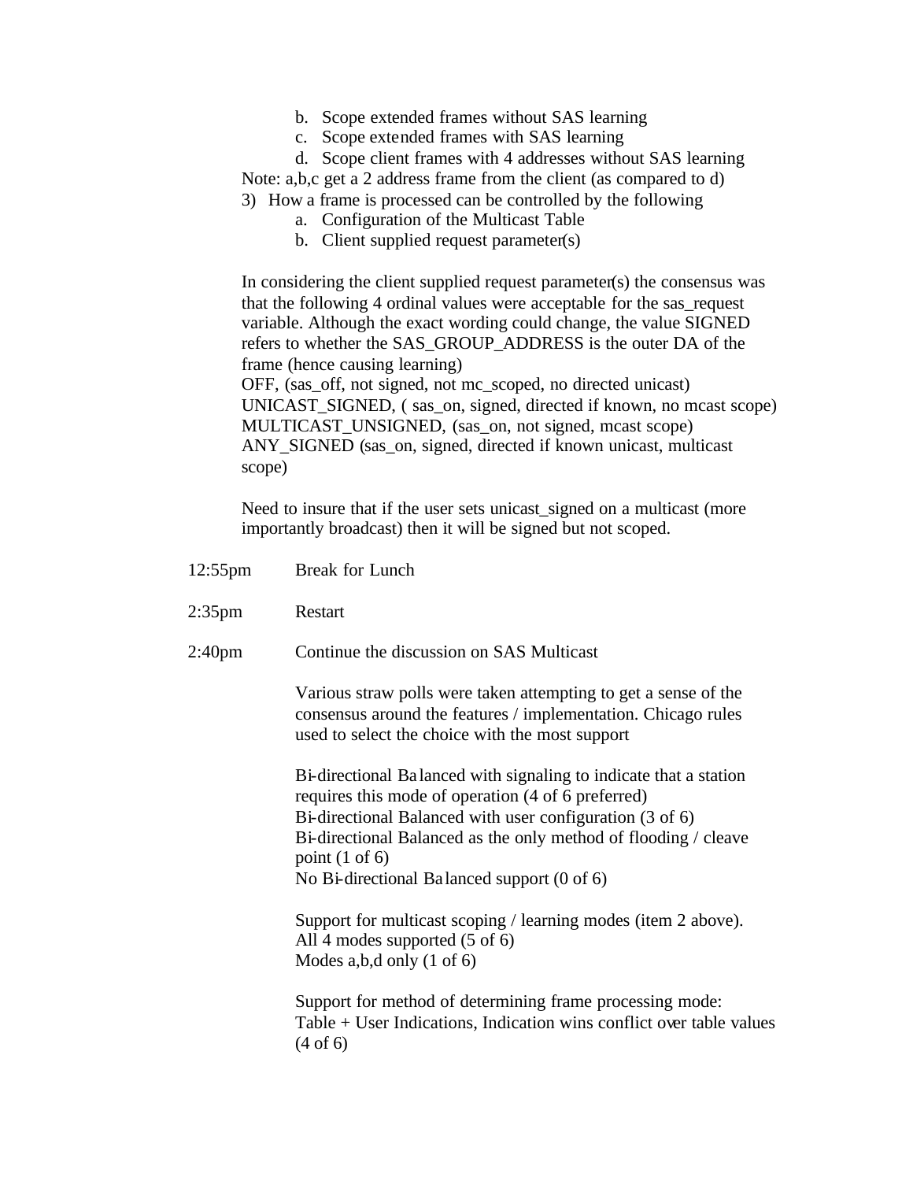b. Scope extended frames without SAS learning
   c. Scope extended frames with SAS learning
   d. Scope client frames with 4 addresses without SAS learning

Note: a,b,c get a 2 address frame from the client (as compared to d)

3) How a frame is processed can be controlled by the following
   a. Configuration of the Multicast Table
   b. Client supplied request parameter(s)

In considering the client supplied request parameter(s) the consensus was that the following 4 ordinal values were acceptable for the sas_request variable. Although the exact wording could change, the value SIGNED refers to whether the SAS_GROUP_ADDRESS is the outer DA of the frame (hence causing learning)

OFF, (sas_off, not signed, not mc_scoped, no directed unicast)
UNICAST_SIGNED, ( sas_on, signed, directed if known, no mcast scope)
MULTICAST_UNSIGNED, (sas_on, not signed, mcast scope)
ANY_SIGNED (sas_on, signed, directed if known unicast, multicast scope)

Need to insure that if the user sets unicast_signed on a multicast (more importantly broadcast) then it will be signed but not scoped.

12:55pm Break for Lunch

2:35pm Restart

2:40pm Continue the discussion on SAS Multicast

Various straw polls were taken attempting to get a sense of the consensus around the features / implementation. Chicago rules used to select the choice with the most support

Bi-directional Balanced with signaling to indicate that a station requires this mode of operation (4 of 6 preferred)
Bi-directional Balanced with user configuration (3 of 6)
Bi-directional Balanced as the only method of flooding / cleave point (1 of 6)
No Bi-directional Balanced support (0 of 6)

Support for multicast scoping / learning modes (item 2 above).
All 4 modes supported (5 of 6)
Modes a,b,d only (1 of 6)

Support for method of determining frame processing mode:
Table + User Indications, Indication wins conflict over table values (4 of 6)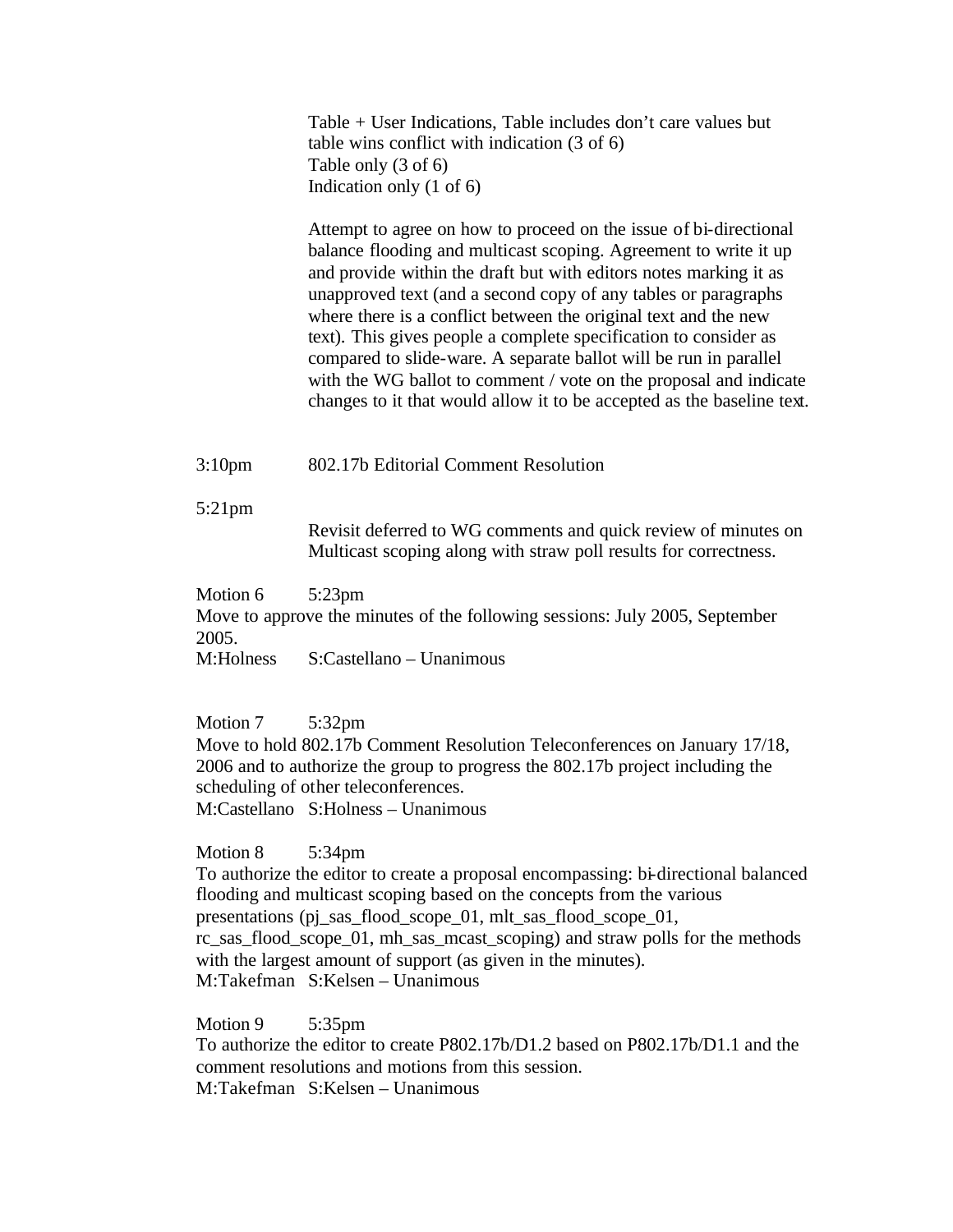Table + User Indications, Table includes don't care values but table wins conflict with indication (3 of 6)
Table only (3 of 6)
Indication only (1 of 6)

Attempt to agree on how to proceed on the issue of bi-directional balance flooding and multicast scoping. Agreement to write it up and provide within the draft but with editors notes marking it as unapproved text (and a second copy of any tables or paragraphs where there is a conflict between the original text and the new text). This gives people a complete specification to consider as compared to slide-ware. A separate ballot will be run in parallel with the WG ballot to comment / vote on the proposal and indicate changes to it that would allow it to be accepted as the baseline text.

3:10pm 802.17b Editorial Comment Resolution

5:21pm
Revisit deferred to WG comments and quick review of minutes on Multicast scoping along with straw poll results for correctness.

Motion 6 5:23pm
Move to approve the minutes of the following sessions: July 2005, September 2005.
M:Holness S:Castellano – Unanimous

Motion 7 5:32pm
Move to hold 802.17b Comment Resolution Teleconferences on January 17/18, 2006 and to authorize the group to progress the 802.17b project including the scheduling of other teleconferences.
M:Castellano S:Holness – Unanimous

Motion 8 5:34pm
To authorize the editor to create a proposal encompassing: bi-directional balanced flooding and multicast scoping based on the concepts from the various presentations (pj_sas_flood_scope_01, mlt_sas_flood_scope_01, rc_sas_flood_scope_01, mh_sas_mcast_scoping) and straw polls for the methods with the largest amount of support (as given in the minutes).
M:Takefman S:Kelsen – Unanimous

Motion 9 5:35pm
To authorize the editor to create P802.17b/D1.2 based on P802.17b/D1.1 and the comment resolutions and motions from this session.
M:Takefman S:Kelsen – Unanimous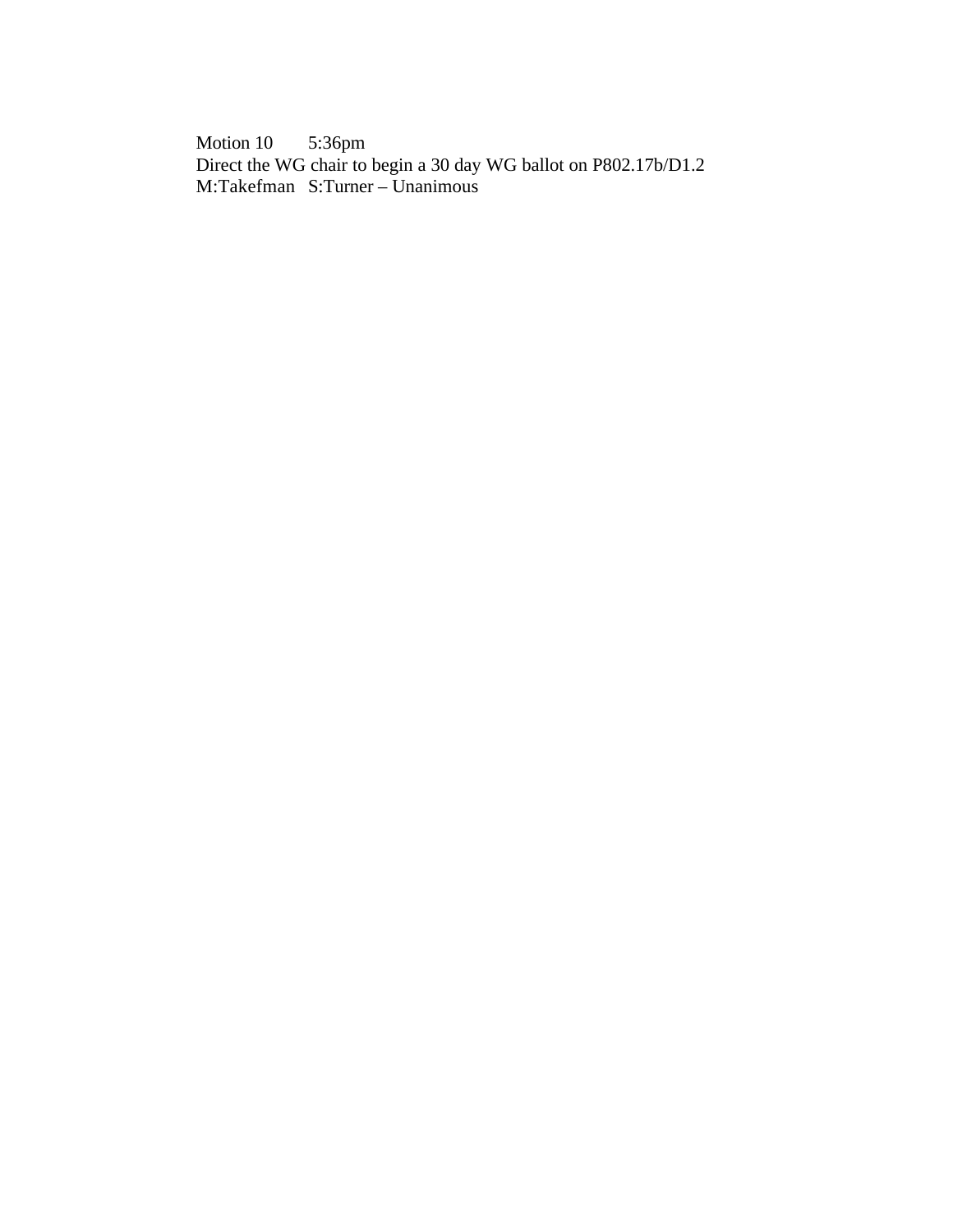Motion 10 5:36pm
Direct the WG chair to begin a 30 day WG ballot on P802.17b/D1.2
M:Takefman S:Turner – Unanimous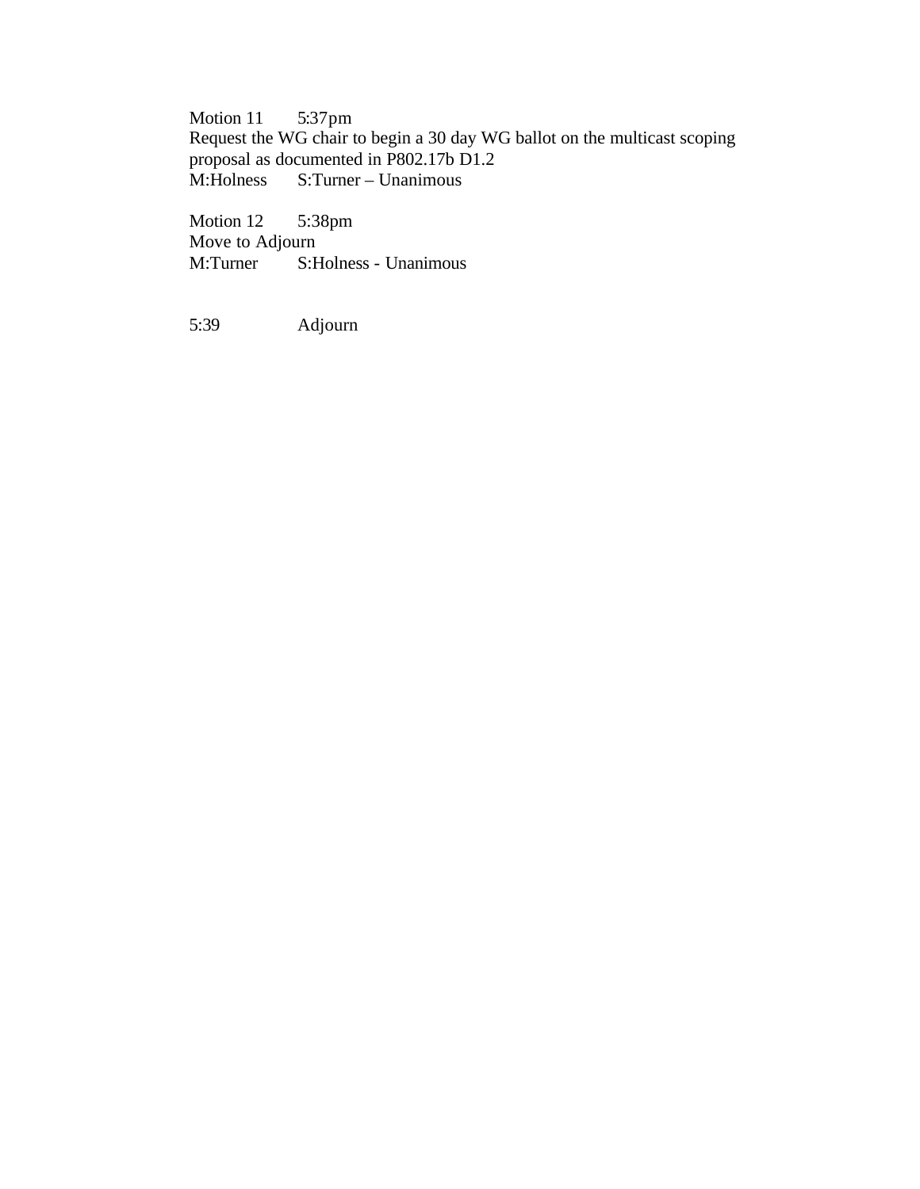Motion 11 5:37pm

Request the WG chair to begin a 30 day WG ballot on the multicast scoping proposal as documented in P802.17b D1.2

M:Holness S:Turner – Unanimous

Motion 12 5:38pm

Move to Adjourn

M:Turner S:Holness - Unanimous

5:39 Adjourn